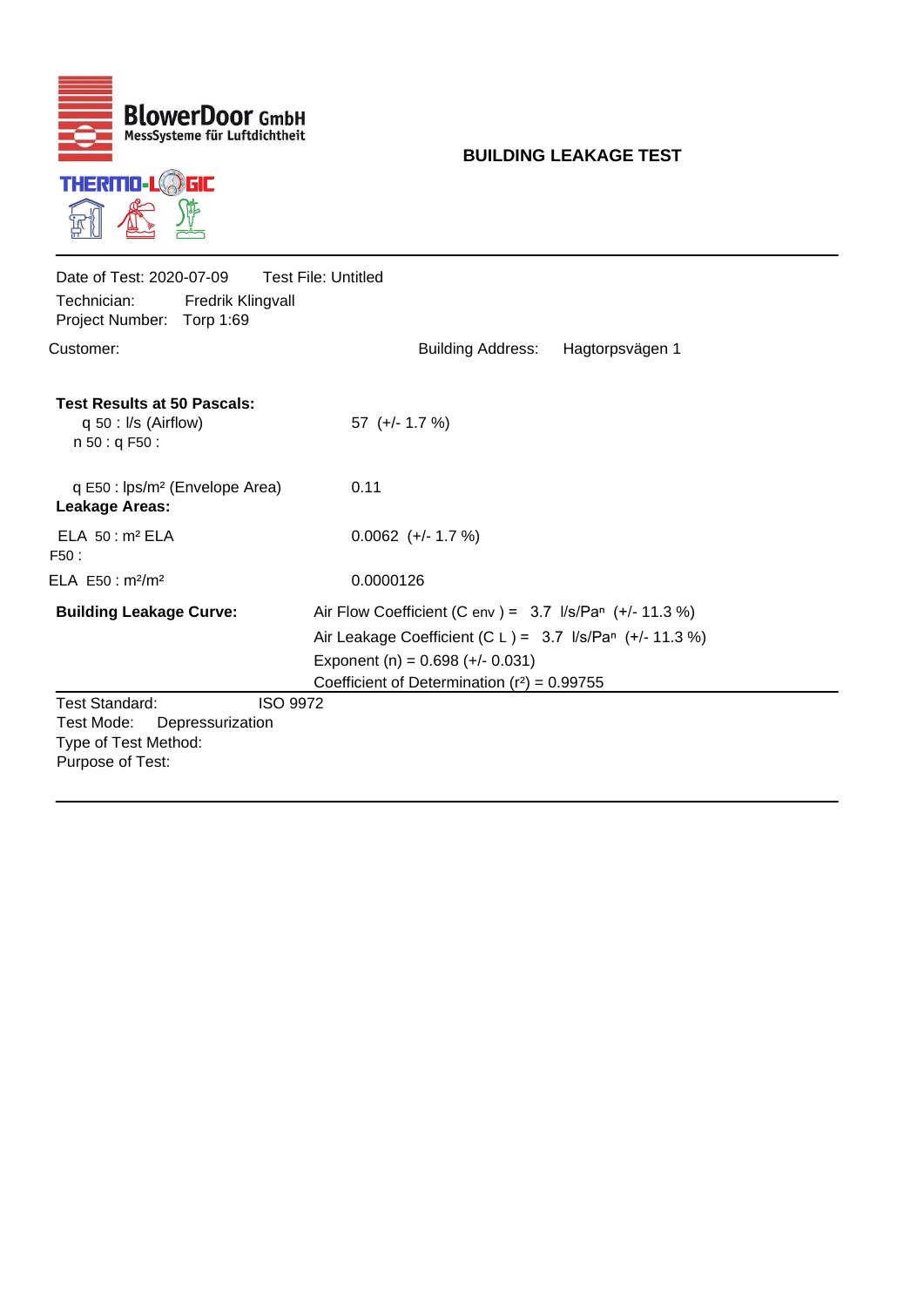**BlowerDoor GmbH**
MessSysteme für Luftdichtheit

THERMO-LOGIC

## BUILDING LEAKAGE TEST

Date of Test: 2020-07-09    Test File: Untitled

Technician: Fredrik Klingvall

Project Number: Torp 1:69

Customer:

Building Address: Hagtorpsvägen 1

**Test Results at 50 Pascals:**

| | |
|---|---|
| $q_{50}$ : l/s (Airflow) | 57 (+/- 1.7 %) |
| $n_{50}$ : $q_{F50}$ : | |
| $q_{E50}$ : lps/m² (Envelope Area) | 0.11 |

**Leakage Areas:**

| | |
|---|---|
| $ELA_{50}$ : m² $ELA_{F50}$ : | 0.0062 (+/- 1.7 %) |
| $ELA_{E50}$ : m²/m² | 0.0000126 |

**Building Leakage Curve:**

Air Flow Coefficient ($C_{env}$) = 3.7 l/s/Pa$^n$ (+/- 11.3 %)

Air Leakage Coefficient ($C_L$) = 3.7 l/s/Pa$^n$ (+/- 11.3 %)

Exponent (n) = 0.698 (+/- 0.031)

Coefficient of Determination ($r^2$) = 0.99755

Test Standard: ISO 9972

Test Mode: Depressurization

Type of Test Method:

Purpose of Test: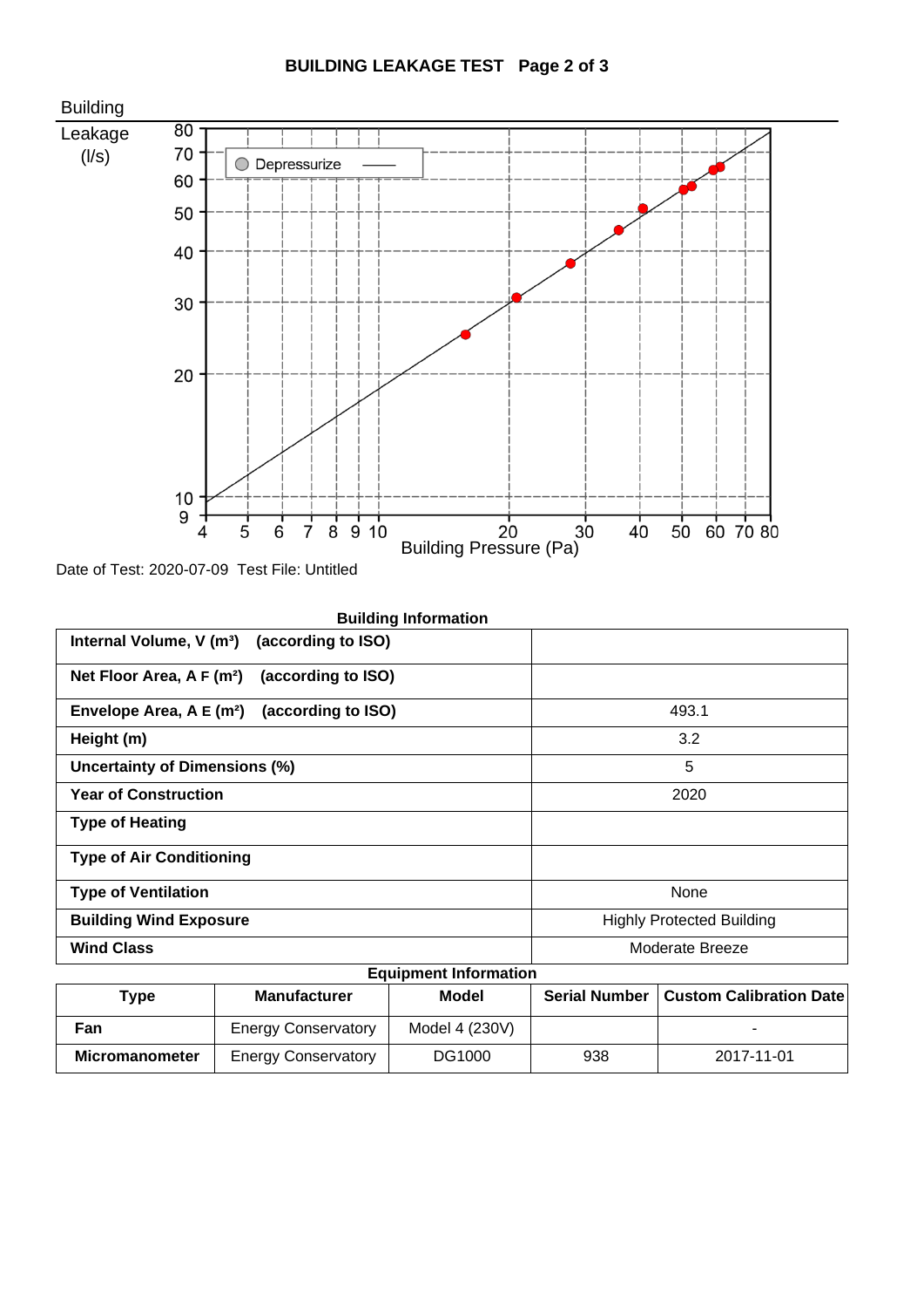## BUILDING LEAKAGE TEST

Building Leakage (l/s)

Depressurize

Building Pressure (Pa)

Date of Test: 2020-07-09 Test File: Untitled

**Building Information**

| | |
|---|---|
| **Internal Volume, V ($m^3$) (according to ISO)** | |
| **Net Floor Area, A F ($m^2$) (according to ISO)** | |
| **Envelope Area, A E ($m^2$) (according to ISO)** | 493.1 |
| **Height (m)** | 3.2 |
| **Uncertainty of Dimensions (%)** | 5 |
| **Year of Construction** | 2020 |
| **Type of Heating** | |
| **Type of Air Conditioning** | |
| **Type of Ventilation** | None |
| **Building Wind Exposure** | Highly Protected Building |
| **Wind Class** | Moderate Breeze |

**Equipment Information**

| Type | Manufacturer | Model | Serial Number | Custom Calibration Date |
|---|---|---|---|---|
| **Fan** | Energy Conservatory | Model 4 (230V) | | - |
| **Micromanometer** | Energy Conservatory | DG1000 | 938 | 2017-11-01 |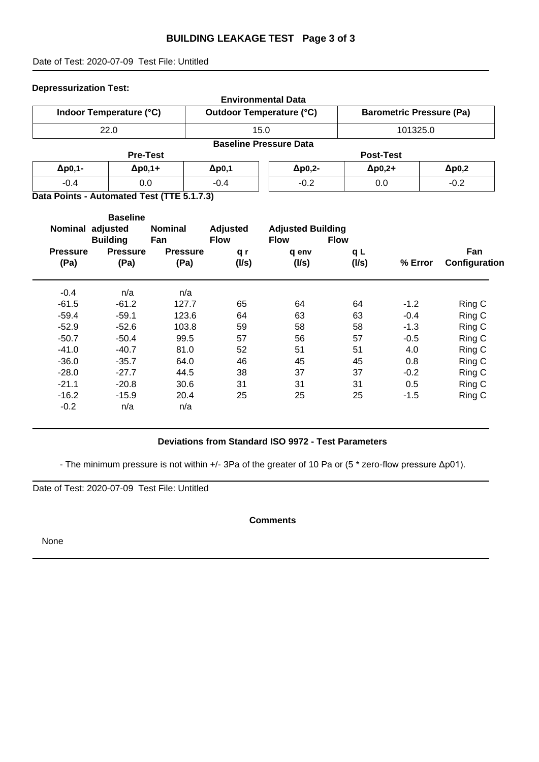# BUILDING LEAKAGE TEST

Date of Test: 2020-07-09 Test File: Untitled

**Depressurization Test:**

**Environmental Data**

| Indoor Temperature (°C) | Outdoor Temperature (°C) | Barometric Pressure (Pa) |
|---|---|---|
| 22.0 | 15.0 | 101325.0 |

**Baseline Pressure Data**

| Pre-Test | | | Post-Test | | |
|---|---|---|---|---|---|
| $\Delta p_{0,1-}$ | $\Delta p_{0,1+}$ | $\Delta p_{0,1}$ | $\Delta p_{0,2-}$ | $\Delta p_{0,2+}$ | $\Delta p_{0,2}$ |
| -0.4 | 0.0 | -0.4 | -0.2 | 0.0 | -0.2 |

**Data Points - Automated Test (TTE 5.1.7.3)**

| Nominal Pressure (Pa) | Baseline adjusted Building Pressure (Pa) | Nominal Fan Pressure (Pa) | Adjusted Flow $q_r$ (l/s) | Adjusted Building Flow $q_{env}$ (l/s) | Flow $q_L$ (l/s) | % Error | Fan Configuration |
|---|---|---|---|---|---|---|---|
| -0.4 | n/a | n/a | | | | | |
| -61.5 | -61.2 | 127.7 | 65 | 64 | 64 | -1.2 | Ring C |
| -59.4 | -59.1 | 123.6 | 64 | 63 | 63 | -0.4 | Ring C |
| -52.9 | -52.6 | 103.8 | 59 | 58 | 58 | -1.3 | Ring C |
| -50.7 | -50.4 | 99.5 | 57 | 56 | 57 | -0.5 | Ring C |
| -41.0 | -40.7 | 81.0 | 52 | 51 | 51 | 4.0 | Ring C |
| -36.0 | -35.7 | 64.0 | 46 | 45 | 45 | 0.8 | Ring C |
| -28.0 | -27.7 | 44.5 | 38 | 37 | 37 | -0.2 | Ring C |
| -21.1 | -20.8 | 30.6 | 31 | 31 | 31 | 0.5 | Ring C |
| -16.2 | -15.9 | 20.4 | 25 | 25 | 25 | -1.5 | Ring C |
| -0.2 | n/a | n/a | | | | | |

**Deviations from Standard ISO 9972 - Test Parameters**

- The minimum pressure is not within +/- 3Pa of the greater of 10 Pa or (5 * zero-flow pressure $\Delta p_{01}$).

Date of Test: 2020-07-09 Test File: Untitled

**Comments**

None